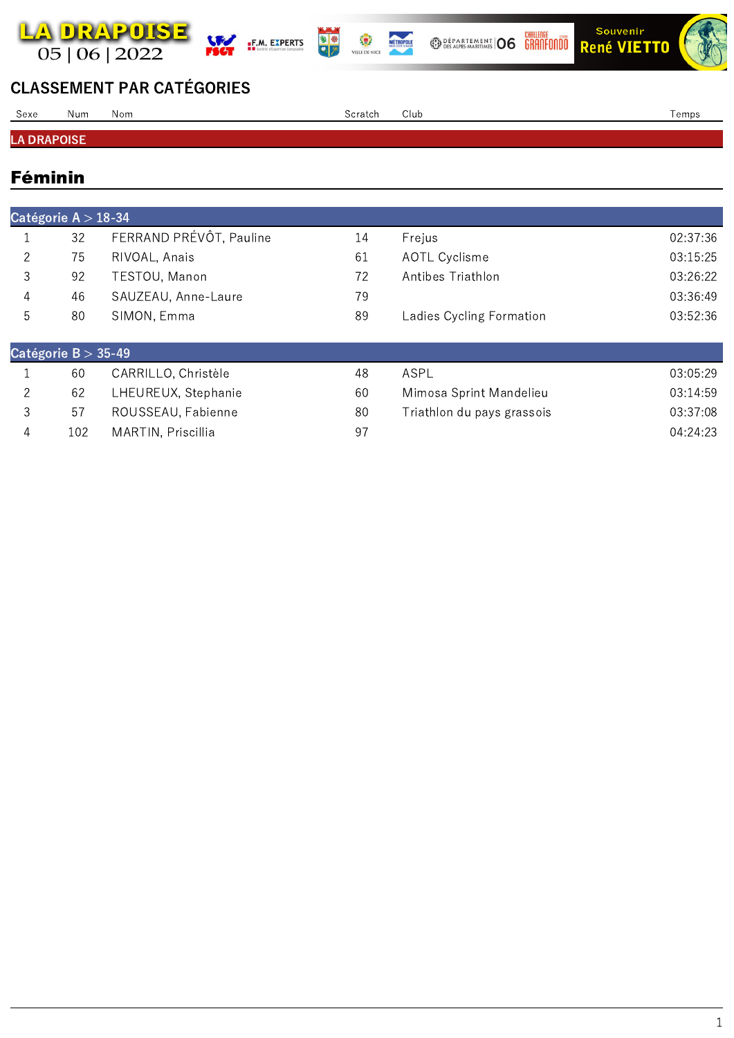LA DRAPOISE
05 | 06 | 2022

Souvenir René VIETTO

# CLASSEMENT PAR CATÉGORIES

## LA DRAPOISE

### Féminin

#### Catégorie A > 18-34

| Sexe | Num | Nom | Scratch | Club | Temps |
|---|---|---|---|---|---|
| 1 | 32 | FERRAND PRÉVÔT, Pauline | 14 | Frejus | 02:37:36 |
| 2 | 75 | RIVOAL, Anais | 61 | AOTL Cyclisme | 03:15:25 |
| 3 | 92 | TESTOU, Manon | 72 | Antibes Triathlon | 03:26:22 |
| 4 | 46 | SAUZEAU, Anne-Laure | 79 | | 03:36:49 |
| 5 | 80 | SIMON, Emma | 89 | Ladies Cycling Formation | 03:52:36 |

#### Catégorie B > 35-49

| Sexe | Num | Nom | Scratch | Club | Temps |
|---|---|---|---|---|---|
| 1 | 60 | CARRILLO, Christèle | 48 | ASPL | 03:05:29 |
| 2 | 62 | LHEUREUX, Stephanie | 60 | Mimosa Sprint Mandelieu | 03:14:59 |
| 3 | 57 | ROUSSEAU, Fabienne | 80 | Triathlon du pays grassois | 03:37:08 |
| 4 | 102 | MARTIN, Priscillia | 97 | | 04:24:23 |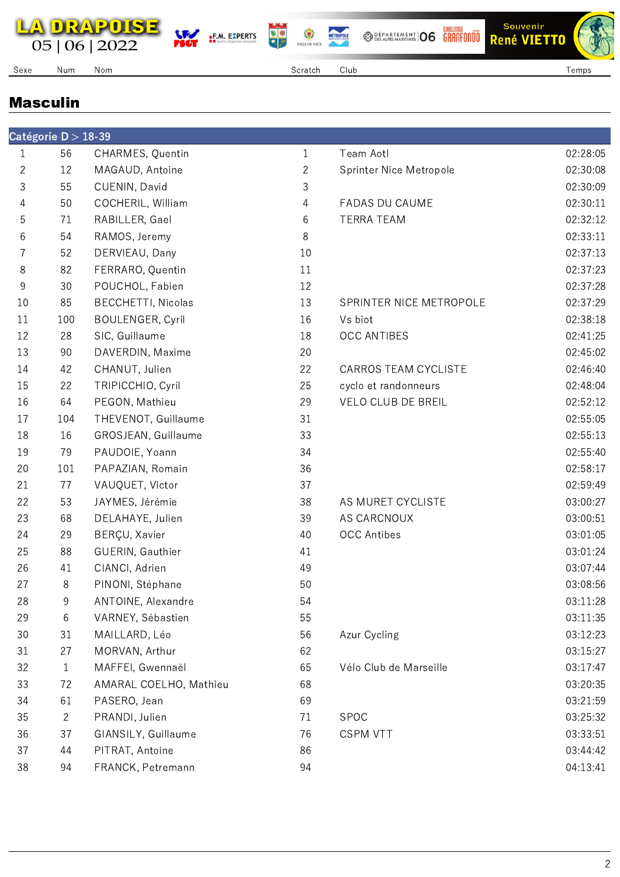# LA DRAPOISE

05 | 06 | 2022

## Masculin

### Catégorie D > 18-39

| Sexe | Num | Nom | Scratch | Club | Temps |
|---|---|---|---|---|---|
| 1 | 56 | CHARMES, Quentin | 1 | Team Aotl | 02:28:05 |
| 2 | 12 | MAGAUD, Antoine | 2 | Sprinter Nice Metropole | 02:30:08 |
| 3 | 55 | CUENIN, David | 3 | | 02:30:09 |
| 4 | 50 | COCHERIL, William | 4 | FADAS DU CAUME | 02:30:11 |
| 5 | 71 | RABILLER, Gael | 6 | TERRA TEAM | 02:32:12 |
| 6 | 54 | RAMOS, Jeremy | 8 | | 02:33:11 |
| 7 | 52 | DERVIEAU, Dany | 10 | | 02:37:13 |
| 8 | 82 | FERRARO, Quentin | 11 | | 02:37:23 |
| 9 | 30 | POUCHOL, Fabien | 12 | | 02:37:28 |
| 10 | 85 | BECCHETTI, Nicolas | 13 | SPRINTER NICE METROPOLE | 02:37:29 |
| 11 | 100 | BOULENGER, Cyril | 16 | Vs biot | 02:38:18 |
| 12 | 28 | SIC, Guillaume | 18 | OCC ANTIBES | 02:41:25 |
| 13 | 90 | DAVERDIN, Maxime | 20 | | 02:45:02 |
| 14 | 42 | CHANUT, Julien | 22 | CARROS TEAM CYCLISTE | 02:46:40 |
| 15 | 22 | TRIPICCHIO, Cyril | 25 | cyclo et randonneurs | 02:48:04 |
| 16 | 64 | PEGON, Mathieu | 29 | VELO CLUB DE BREIL | 02:52:12 |
| 17 | 104 | THEVENOT, Guillaume | 31 | | 02:55:05 |
| 18 | 16 | GROSJEAN, Guillaume | 33 | | 02:55:13 |
| 19 | 79 | PAUDOIE, Yoann | 34 | | 02:55:40 |
| 20 | 101 | PAPAZIAN, Romain | 36 | | 02:58:17 |
| 21 | 77 | VAUQUET, Victor | 37 | | 02:59:49 |
| 22 | 53 | JAYMES, Jérémie | 38 | AS MURET CYCLISTE | 03:00:27 |
| 23 | 68 | DELAHAYE, Julien | 39 | AS CARCNOUX | 03:00:51 |
| 24 | 29 | BERÇU, Xavier | 40 | OCC Antibes | 03:01:05 |
| 25 | 88 | GUERIN, Gauthier | 41 | | 03:01:24 |
| 26 | 41 | CIANCI, Adrien | 49 | | 03:07:44 |
| 27 | 8 | PINONI, Stéphane | 50 | | 03:08:56 |
| 28 | 9 | ANTOINE, Alexandre | 54 | | 03:11:28 |
| 29 | 6 | VARNEY, Sébastien | 55 | | 03:11:35 |
| 30 | 31 | MAILLARD, Léo | 56 | Azur Cycling | 03:12:23 |
| 31 | 27 | MORVAN, Arthur | 62 | | 03:15:27 |
| 32 | 1 | MAFFEI, Gwennaël | 65 | Vélo Club de Marseille | 03:17:47 |
| 33 | 72 | AMARAL COELHO, Mathieu | 68 | | 03:20:35 |
| 34 | 61 | PASERO, Jean | 69 | | 03:21:59 |
| 35 | 2 | PRANDI, Julien | 71 | SPOC | 03:25:32 |
| 36 | 37 | GIANSILY, Guillaume | 76 | CSPM VTT | 03:33:51 |
| 37 | 44 | PITRAT, Antoine | 86 | | 03:44:42 |
| 38 | 94 | FRANCK, Petremann | 94 | | 04:13:41 |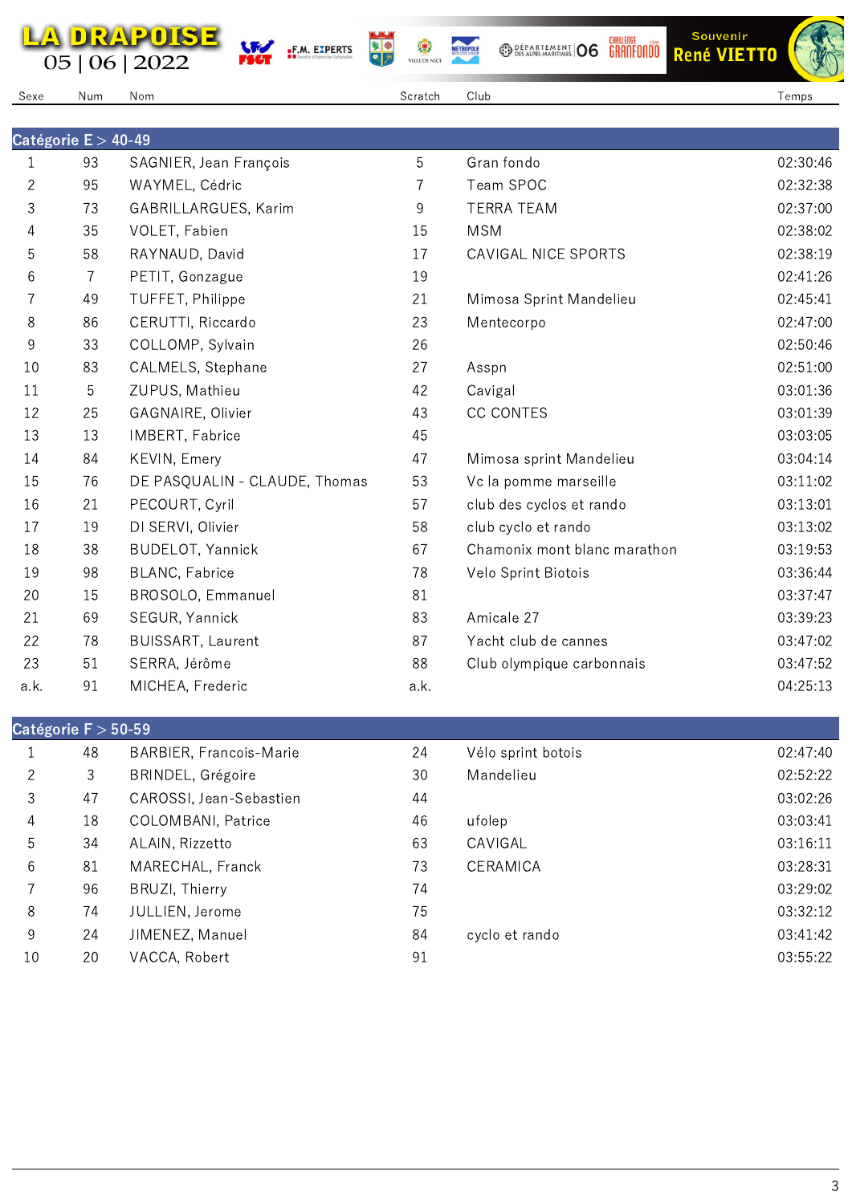LA DRAPOISE
05 | 06 | 2022

Souvenir René VIETTO

| Sexe | Num | Nom | Scratch | Club | Temps |
|---|---|---|---|---|---|
| **Catégorie E > 40-49** | | | | | |
| 1 | 93 | SAGNIER, Jean François | 5 | Gran fondo | 02:30:46 |
| 2 | 95 | WAYMEL, Cédric | 7 | Team SPOC | 02:32:38 |
| 3 | 73 | GABRILLARGUES, Karim | 9 | TERRA TEAM | 02:37:00 |
| 4 | 35 | VOLET, Fabien | 15 | MSM | 02:38:02 |
| 5 | 58 | RAYNAUD, David | 17 | CAVIGAL NICE SPORTS | 02:38:19 |
| 6 | 7 | PETIT, Gonzague | 19 | | 02:41:26 |
| 7 | 49 | TUFFET, Philippe | 21 | Mimosa Sprint Mandelieu | 02:45:41 |
| 8 | 86 | CERUTTI, Riccardo | 23 | Mentecorpo | 02:47:00 |
| 9 | 33 | COLLOMP, Sylvain | 26 | | 02:50:46 |
| 10 | 83 | CALMELS, Stephane | 27 | Asspn | 02:51:00 |
| 11 | 5 | ZUPUS, Mathieu | 42 | Cavigal | 03:01:36 |
| 12 | 25 | GAGNAIRE, Olivier | 43 | CC CONTES | 03:01:39 |
| 13 | 13 | IMBERT, Fabrice | 45 | | 03:03:05 |
| 14 | 84 | KEVIN, Emery | 47 | Mimosa sprint Mandelieu | 03:04:14 |
| 15 | 76 | DE PASQUALIN - CLAUDE, Thomas | 53 | Vc la pomme marseille | 03:11:02 |
| 16 | 21 | PECOURT, Cyril | 57 | club des cyclos et rando | 03:13:01 |
| 17 | 19 | DI SERVI, Olivier | 58 | club cyclo et rando | 03:13:02 |
| 18 | 38 | BUDELOT, Yannick | 67 | Chamonix mont blanc marathon | 03:19:53 |
| 19 | 98 | BLANC, Fabrice | 78 | Velo Sprint Biotois | 03:36:44 |
| 20 | 15 | BROSOLO, Emmanuel | 81 | | 03:37:47 |
| 21 | 69 | SEGUR, Yannick | 83 | Amicale 27 | 03:39:23 |
| 22 | 78 | BUISSART, Laurent | 87 | Yacht club de cannes | 03:47:02 |
| 23 | 51 | SERRA, Jérôme | 88 | Club olympique carbonnais | 03:47:52 |
| a.k. | 91 | MICHEA, Frederic | a.k. | | 04:25:13 |
| **Catégorie F > 50-59** | | | | | |
| 1 | 48 | BARBIER, Francois-Marie | 24 | Vélo sprint botois | 02:47:40 |
| 2 | 3 | BRINDEL, Grégoire | 30 | Mandelieu | 02:52:22 |
| 3 | 47 | CAROSSI, Jean-Sebastien | 44 | | 03:02:26 |
| 4 | 18 | COLOMBANI, Patrice | 46 | ufolep | 03:03:41 |
| 5 | 34 | ALAIN, Rizzetto | 63 | CAVIGAL | 03:16:11 |
| 6 | 81 | MARECHAL, Franck | 73 | CERAMICA | 03:28:31 |
| 7 | 96 | BRUZI, Thierry | 74 | | 03:29:02 |
| 8 | 74 | JULLIEN, Jerome | 75 | | 03:32:12 |
| 9 | 24 | JIMENEZ, Manuel | 84 | cyclo et rando | 03:41:42 |
| 10 | 20 | VACCA, Robert | 91 | | 03:55:22 |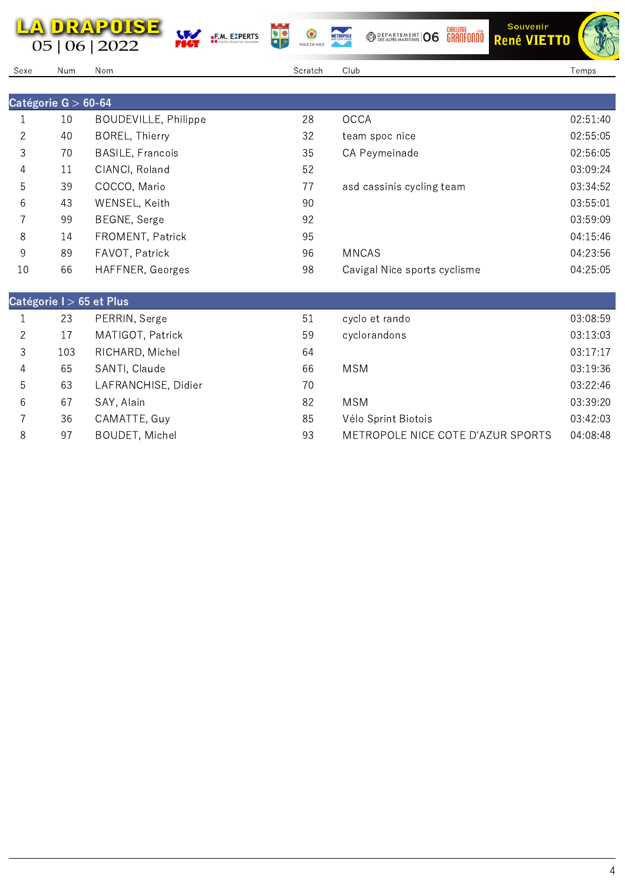LA DRAPOISE
05 | 06 | 2022

Souvenir René VIETTO

| Sexe | Num | Nom | Scratch | Club | Temps |
|---|---|---|---|---|---|
| **Catégorie G > 60-64** | | | | | |
| 1 | 10 | BOUDEVILLE, Philippe | 28 | OCCA | 02:51:40 |
| 2 | 40 | BOREL, Thierry | 32 | team spoc nice | 02:55:05 |
| 3 | 70 | BASILE, Francois | 35 | CA Peymeinade | 02:56:05 |
| 4 | 11 | CIANCI, Roland | 52 | | 03:09:24 |
| 5 | 39 | COCCO, Mario | 77 | asd cassinis cycling team | 03:34:52 |
| 6 | 43 | WENSEL, Keith | 90 | | 03:55:01 |
| 7 | 99 | BEGNE, Serge | 92 | | 03:59:09 |
| 8 | 14 | FROMENT, Patrick | 95 | | 04:15:46 |
| 9 | 89 | FAVOT, Patrick | 96 | MNCAS | 04:23:56 |
| 10 | 66 | HAFFNER, Georges | 98 | Cavigal Nice sports cyclisme | 04:25:05 |
| **Catégorie I > 65 et Plus** | | | | | |
| 1 | 23 | PERRIN, Serge | 51 | cyclo et rando | 03:08:59 |
| 2 | 17 | MATIGOT, Patrick | 59 | cyclorandons | 03:13:03 |
| 3 | 103 | RICHARD, Michel | 64 | | 03:17:17 |
| 4 | 65 | SANTI, Claude | 66 | MSM | 03:19:36 |
| 5 | 63 | LAFRANCHISE, Didier | 70 | | 03:22:46 |
| 6 | 67 | SAY, Alain | 82 | MSM | 03:39:20 |
| 7 | 36 | CAMATTE, Guy | 85 | Vélo Sprint Biotois | 03:42:03 |
| 8 | 97 | BOUDET, Michel | 93 | METROPOLE NICE COTE D'AZUR SPORTS | 04:08:48 |